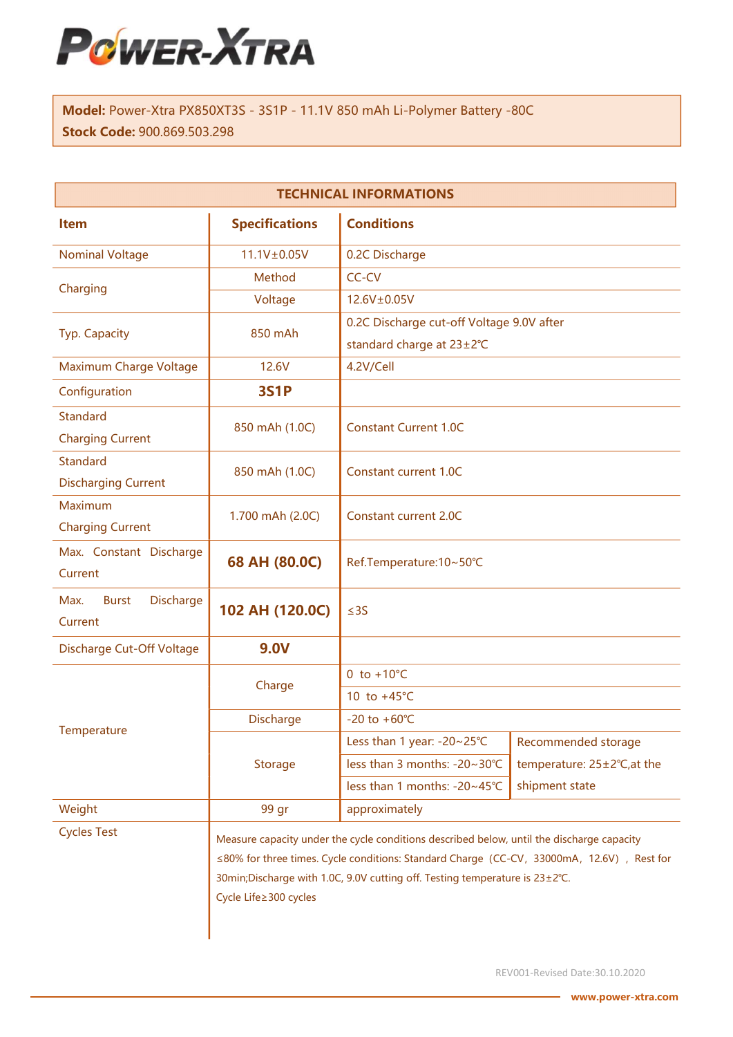# POWER-XTRA

**Model:** Power-Xtra PX850XT3S - 3S1P - 11.1V 850 mAh Li-Polymer Battery -80C
**Stock Code:** 900.869.503.298

## TECHNICAL INFORMATIONS

| Item | Specifications | Conditions | |
|---|---|---|---|
| Nominal Voltage | 11.1V±0.05V | 0.2C Discharge | |
| Charging | Method | CC-CV | |
| | Voltage | 12.6V±0.05V | |
| Typ. Capacity | 850 mAh | 0.2C Discharge cut-off Voltage 9.0V after standard charge at 23±2℃ | |
| Maximum Charge Voltage | 12.6V | 4.2V/Cell | |
| Configuration | **3S1P** | | |
| Standard Charging Current | 850 mAh (1.0C) | Constant Current 1.0C | |
| Standard Discharging Current | 850 mAh (1.0C) | Constant current 1.0C | |
| Maximum Charging Current | 1.700 mAh (2.0C) | Constant current 2.0C | |
| Max. Constant Discharge Current | **68 AH (80.0C)** | Ref.Temperature:10~50℃ | |
| Max. Burst Discharge Current | **102 AH (120.0C)** | ≤3S | |
| Discharge Cut-Off Voltage | **9.0V** | | |
| Temperature | Charge | 0 to +10°C | |
| | | 10 to +45°C | |
| | Discharge | -20 to +60℃ | |
| | Storage | Less than 1 year: -20~25℃ | Recommended storage temperature: 25±2℃,at the shipment state |
| | | less than 3 months: -20~30℃ | |
| | | less than 1 months: -20~45℃ | |
| Weight | 99 gr | approximately | |
| Cycles Test | Measure capacity under the cycle conditions described below, until the discharge capacity ≤80% for three times. Cycle conditions: Standard Charge（CC-CV，33000mA，12.6V），Rest for 30min;Discharge with 1.0C, 9.0V cutting off. Testing temperature is 23±2℃. Cycle Life≥300 cycles | | |

REV001-Revised Date:30.10.2020

www.power-xtra.com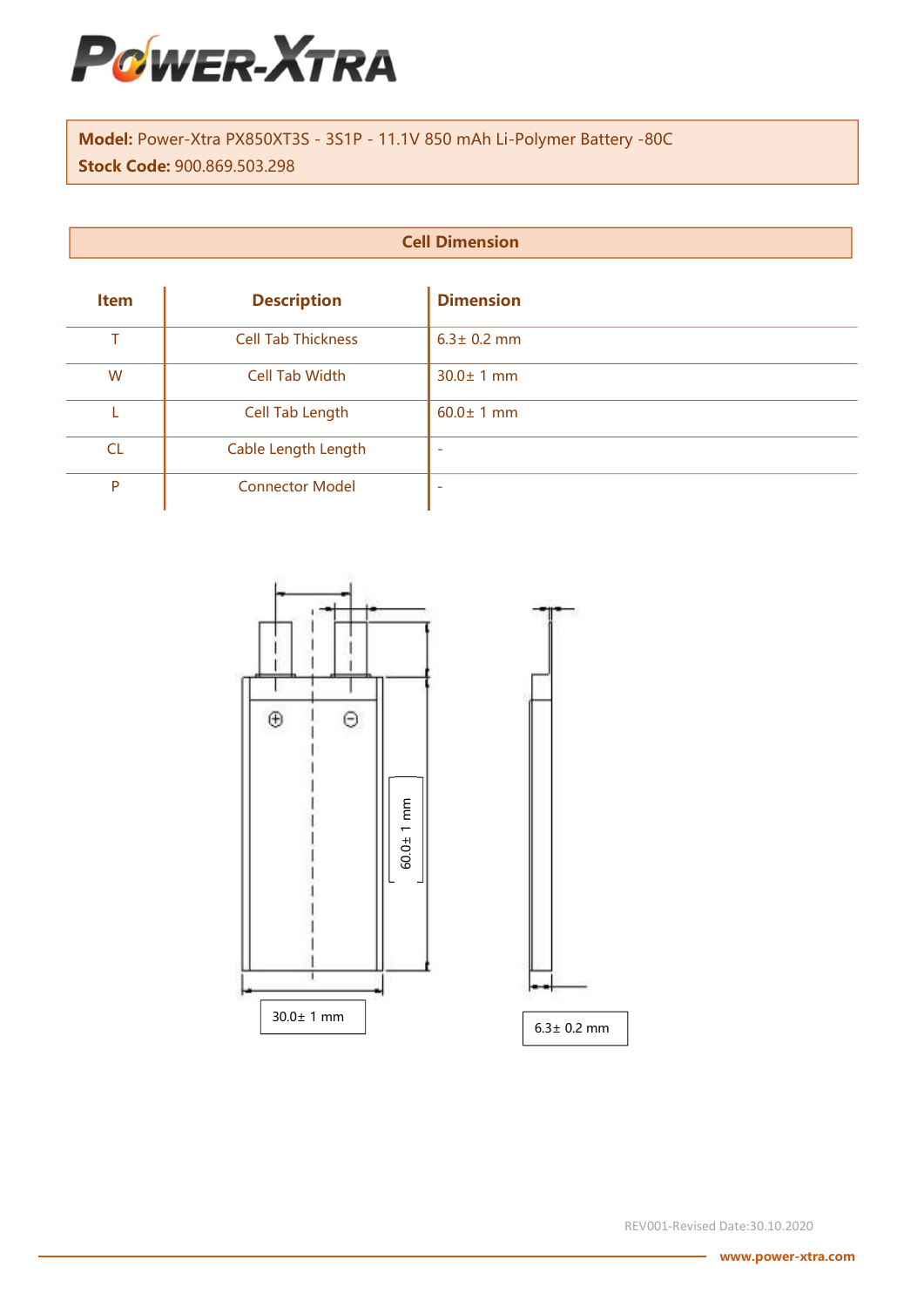**Model:** Power-Xtra PX850XT3S - 3S1P - 11.1V 850 mAh Li-Polymer Battery -80C
**Stock Code:** 900.869.503.298

## Cell Dimension

| Item | Description | Dimension |
|---|---|---|
| T | Cell Tab Thickness | 6.3± 0.2 mm |
| W | Cell Tab Width | 30.0± 1 mm |
| L | Cell Tab Length | 60.0± 1 mm |
| CL | Cable Length Length | - |
| P | Connector Model | - |

60.0± 1 mm

30.0± 1 mm

6.3± 0.2 mm

REV001-Revised Date:30.10.2020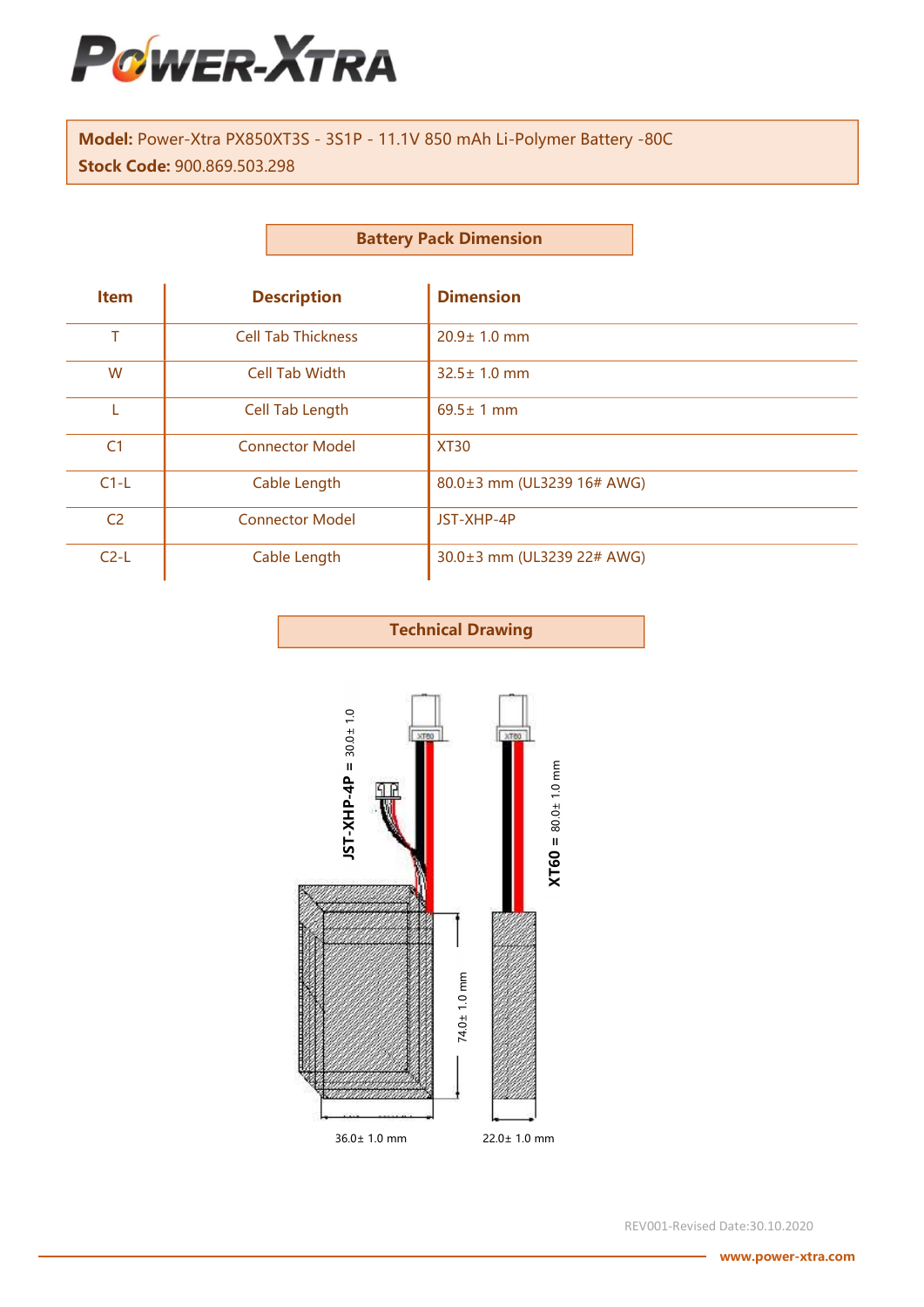**Model:** Power-Xtra PX850XT3S - 3S1P - 11.1V 850 mAh Li-Polymer Battery -80C
**Stock Code:** 900.869.503.298

## Battery Pack Dimension

| Item | Description | Dimension |
|---|---|---|
| T | Cell Tab Thickness | 20.9± 1.0 mm |
| W | Cell Tab Width | 32.5± 1.0 mm |
| L | Cell Tab Length | 69.5± 1 mm |
| C1 | Connector Model | XT30 |
| C1-L | Cable Length | 80.0±3 mm (UL3239 16# AWG) |
| C2 | Connector Model | JST-XHP-4P |
| C2-L | Cable Length | 30.0±3 mm (UL3239 22# AWG) |

## Technical Drawing

JST-XHP-4P = 30.0± 1.0

XT60 = 80.0± 1.0 mm

74.0± 1.0 mm

36.0± 1.0 mm

22.0± 1.0 mm

REV001-Revised Date:30.10.2020